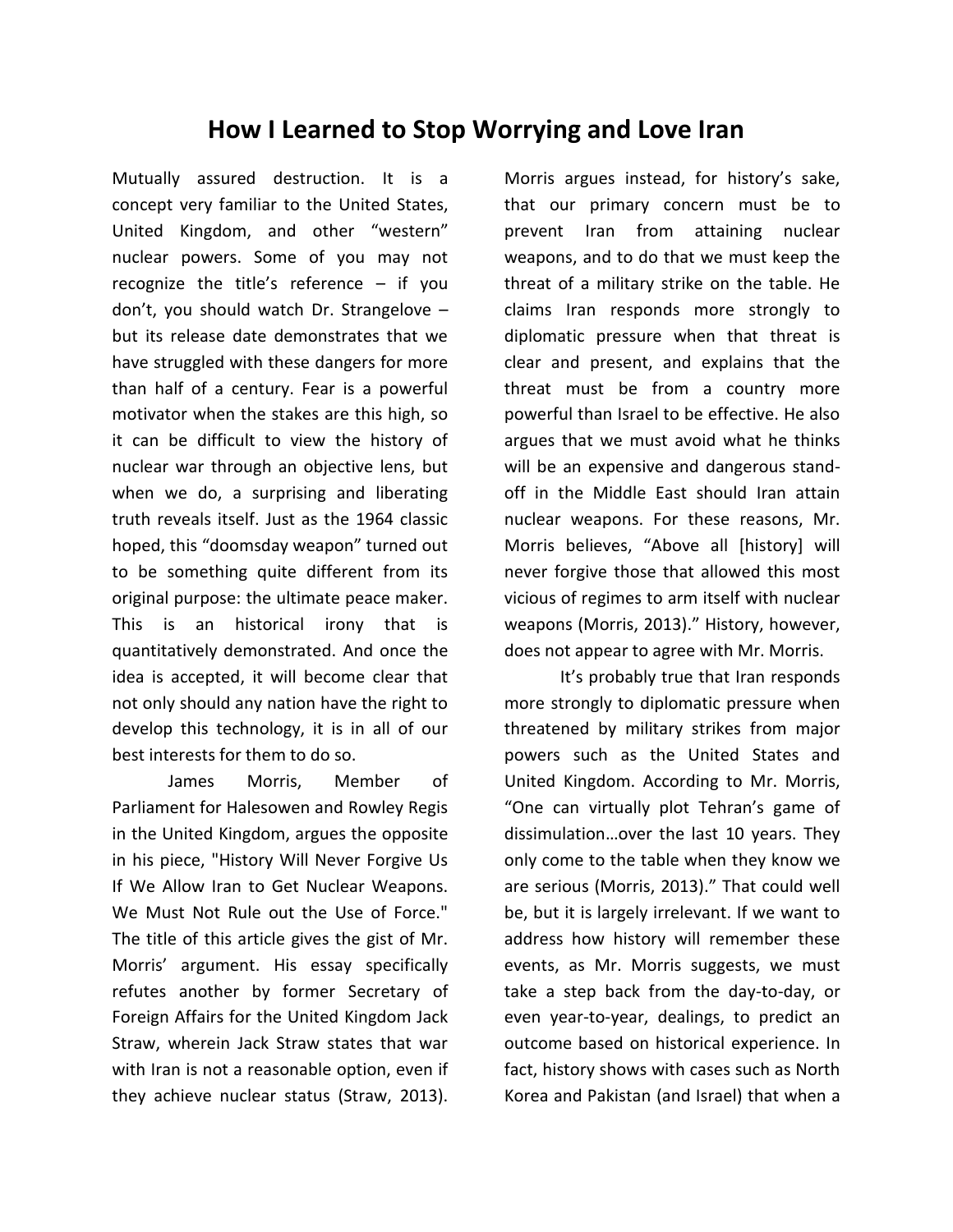# How I Learned to Stop Worrying and Love Iran

Mutually assured destruction. It is a concept very familiar to the United States, United Kingdom, and other "western" nuclear powers. Some of you may not recognize the title's reference – if you don't, you should watch Dr. Strangelove – but its release date demonstrates that we have struggled with these dangers for more than half of a century. Fear is a powerful motivator when the stakes are this high, so it can be difficult to view the history of nuclear war through an objective lens, but when we do, a surprising and liberating truth reveals itself. Just as the 1964 classic hoped, this "doomsday weapon" turned out to be something quite different from its original purpose: the ultimate peace maker. This is an historical irony that is quantitatively demonstrated. And once the idea is accepted, it will become clear that not only should any nation have the right to develop this technology, it is in all of our best interests for them to do so.

James Morris, Member of Parliament for Halesowen and Rowley Regis in the United Kingdom, argues the opposite in his piece, "History Will Never Forgive Us If We Allow Iran to Get Nuclear Weapons. We Must Not Rule out the Use of Force." The title of this article gives the gist of Mr. Morris' argument. His essay specifically refutes another by former Secretary of Foreign Affairs for the United Kingdom Jack Straw, wherein Jack Straw states that war with Iran is not a reasonable option, even if they achieve nuclear status (Straw, 2013). Morris argues instead, for history's sake, that our primary concern must be to prevent Iran from attaining nuclear weapons, and to do that we must keep the threat of a military strike on the table. He claims Iran responds more strongly to diplomatic pressure when that threat is clear and present, and explains that the threat must be from a country more powerful than Israel to be effective. He also argues that we must avoid what he thinks will be an expensive and dangerous stand-off in the Middle East should Iran attain nuclear weapons. For these reasons, Mr. Morris believes, "Above all [history] will never forgive those that allowed this most vicious of regimes to arm itself with nuclear weapons (Morris, 2013)." History, however, does not appear to agree with Mr. Morris.

It's probably true that Iran responds more strongly to diplomatic pressure when threatened by military strikes from major powers such as the United States and United Kingdom. According to Mr. Morris, "One can virtually plot Tehran's game of dissimulation…over the last 10 years. They only come to the table when they know we are serious (Morris, 2013)." That could well be, but it is largely irrelevant. If we want to address how history will remember these events, as Mr. Morris suggests, we must take a step back from the day-to-day, or even year-to-year, dealings, to predict an outcome based on historical experience. In fact, history shows with cases such as North Korea and Pakistan (and Israel) that when a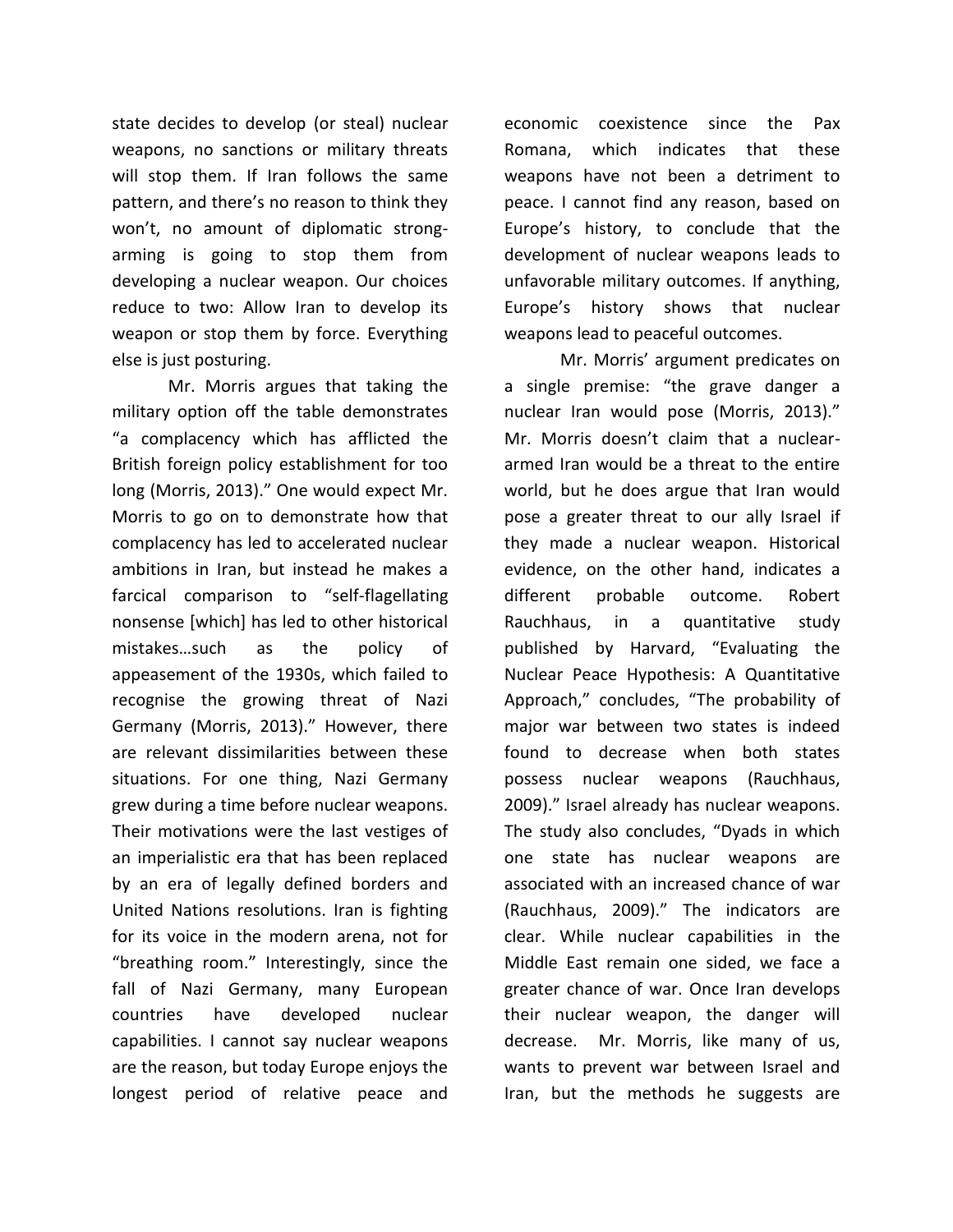state decides to develop (or steal) nuclear weapons, no sanctions or military threats will stop them. If Iran follows the same pattern, and there's no reason to think they won't, no amount of diplomatic strong-arming is going to stop them from developing a nuclear weapon. Our choices reduce to two: Allow Iran to develop its weapon or stop them by force. Everything else is just posturing.

Mr. Morris argues that taking the military option off the table demonstrates "a complacency which has afflicted the British foreign policy establishment for too long (Morris, 2013)." One would expect Mr. Morris to go on to demonstrate how that complacency has led to accelerated nuclear ambitions in Iran, but instead he makes a farcical comparison to "self-flagellating nonsense [which] has led to other historical mistakes…such as the policy of appeasement of the 1930s, which failed to recognise the growing threat of Nazi Germany (Morris, 2013)." However, there are relevant dissimilarities between these situations. For one thing, Nazi Germany grew during a time before nuclear weapons. Their motivations were the last vestiges of an imperialistic era that has been replaced by an era of legally defined borders and United Nations resolutions. Iran is fighting for its voice in the modern arena, not for "breathing room." Interestingly, since the fall of Nazi Germany, many European countries have developed nuclear capabilities. I cannot say nuclear weapons are the reason, but today Europe enjoys the longest period of relative peace and economic coexistence since the Pax Romana, which indicates that these weapons have not been a detriment to peace. I cannot find any reason, based on Europe's history, to conclude that the development of nuclear weapons leads to unfavorable military outcomes. If anything, Europe's history shows that nuclear weapons lead to peaceful outcomes.

Mr. Morris' argument predicates on a single premise: "the grave danger a nuclear Iran would pose (Morris, 2013)." Mr. Morris doesn't claim that a nuclear-armed Iran would be a threat to the entire world, but he does argue that Iran would pose a greater threat to our ally Israel if they made a nuclear weapon. Historical evidence, on the other hand, indicates a different probable outcome. Robert Rauchhaus, in a quantitative study published by Harvard, "Evaluating the Nuclear Peace Hypothesis: A Quantitative Approach," concludes, "The probability of major war between two states is indeed found to decrease when both states possess nuclear weapons (Rauchhaus, 2009)." Israel already has nuclear weapons. The study also concludes, "Dyads in which one state has nuclear weapons are associated with an increased chance of war (Rauchhaus, 2009)." The indicators are clear. While nuclear capabilities in the Middle East remain one sided, we face a greater chance of war. Once Iran develops their nuclear weapon, the danger will decrease. Mr. Morris, like many of us, wants to prevent war between Israel and Iran, but the methods he suggests are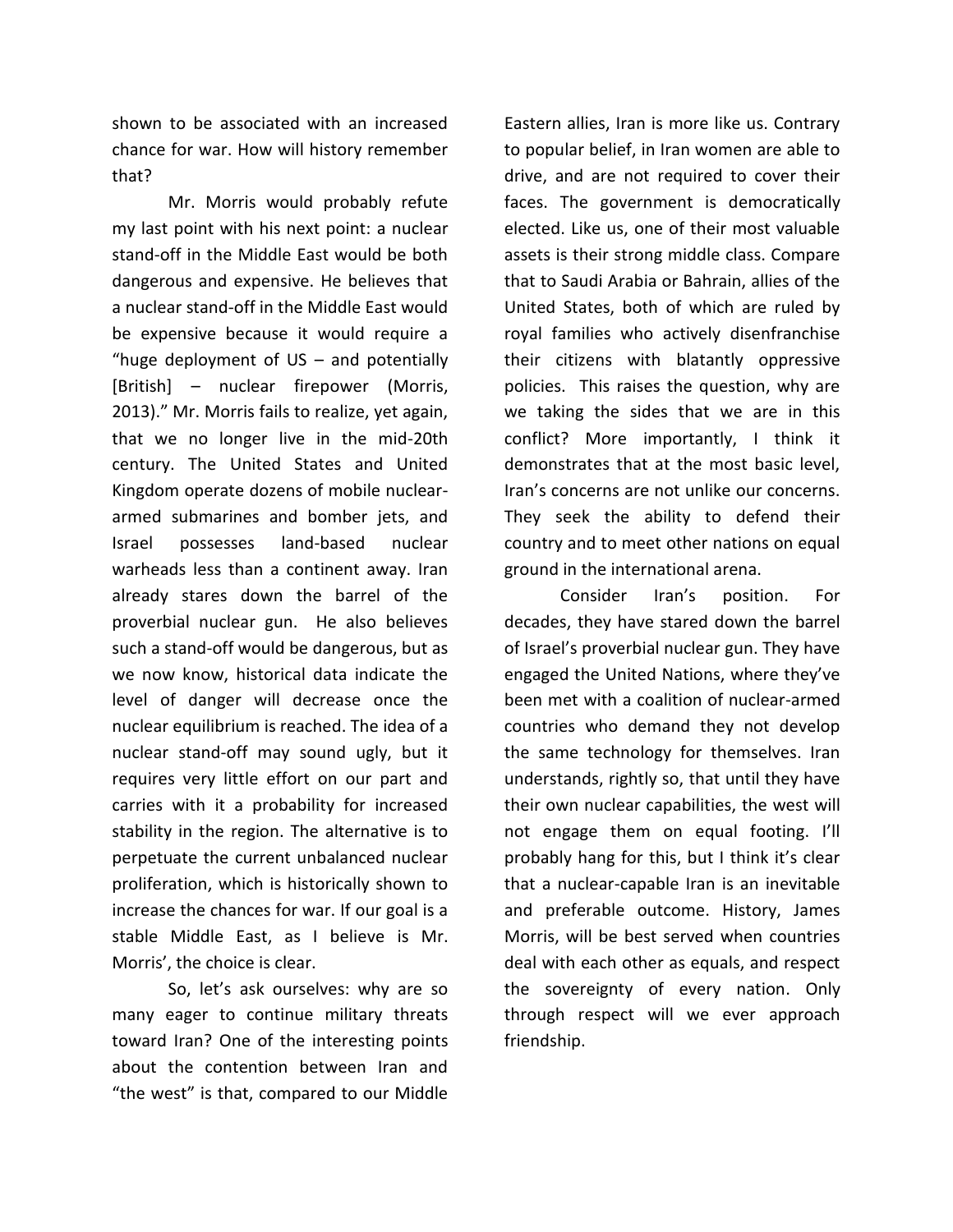shown to be associated with an increased chance for war. How will history remember that?

Mr. Morris would probably refute my last point with his next point: a nuclear stand-off in the Middle East would be both dangerous and expensive. He believes that a nuclear stand-off in the Middle East would be expensive because it would require a "huge deployment of US – and potentially [British] – nuclear firepower (Morris, 2013)." Mr. Morris fails to realize, yet again, that we no longer live in the mid-20th century. The United States and United Kingdom operate dozens of mobile nuclear-armed submarines and bomber jets, and Israel possesses land-based nuclear warheads less than a continent away. Iran already stares down the barrel of the proverbial nuclear gun. He also believes such a stand-off would be dangerous, but as we now know, historical data indicate the level of danger will decrease once the nuclear equilibrium is reached. The idea of a nuclear stand-off may sound ugly, but it requires very little effort on our part and carries with it a probability for increased stability in the region. The alternative is to perpetuate the current unbalanced nuclear proliferation, which is historically shown to increase the chances for war. If our goal is a stable Middle East, as I believe is Mr. Morris', the choice is clear.

So, let's ask ourselves: why are so many eager to continue military threats toward Iran? One of the interesting points about the contention between Iran and "the west" is that, compared to our Middle Eastern allies, Iran is more like us. Contrary to popular belief, in Iran women are able to drive, and are not required to cover their faces. The government is democratically elected. Like us, one of their most valuable assets is their strong middle class. Compare that to Saudi Arabia or Bahrain, allies of the United States, both of which are ruled by royal families who actively disenfranchise their citizens with blatantly oppressive policies. This raises the question, why are we taking the sides that we are in this conflict? More importantly, I think it demonstrates that at the most basic level, Iran's concerns are not unlike our concerns. They seek the ability to defend their country and to meet other nations on equal ground in the international arena.

Consider Iran's position. For decades, they have stared down the barrel of Israel's proverbial nuclear gun. They have engaged the United Nations, where they've been met with a coalition of nuclear-armed countries who demand they not develop the same technology for themselves. Iran understands, rightly so, that until they have their own nuclear capabilities, the west will not engage them on equal footing. I'll probably hang for this, but I think it's clear that a nuclear-capable Iran is an inevitable and preferable outcome. History, James Morris, will be best served when countries deal with each other as equals, and respect the sovereignty of every nation. Only through respect will we ever approach friendship.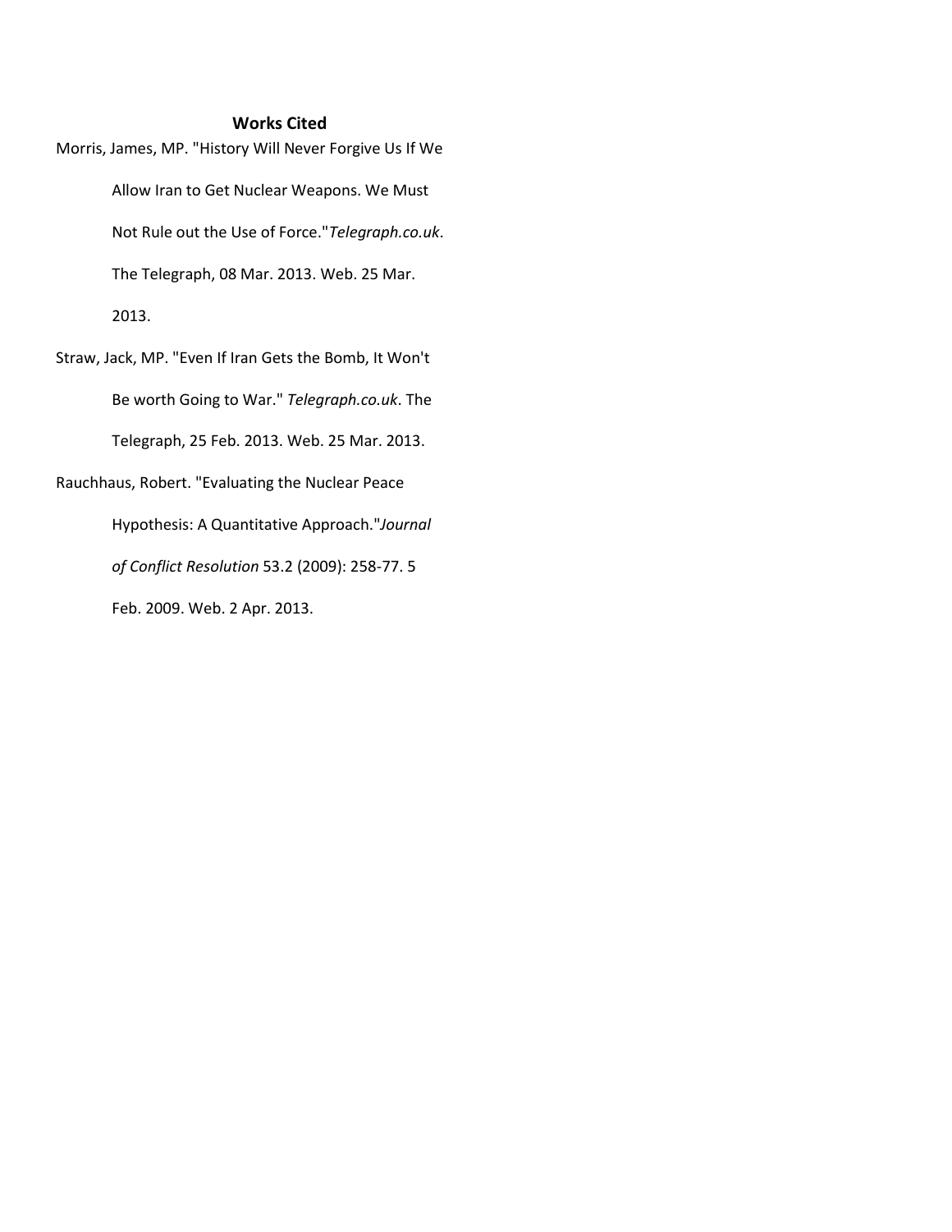## Works Cited

Morris, James, MP. "History Will Never Forgive Us If We Allow Iran to Get Nuclear Weapons. We Must Not Rule out the Use of Force."*Telegraph.co.uk*. The Telegraph, 08 Mar. 2013. Web. 25 Mar. 2013.

Straw, Jack, MP. "Even If Iran Gets the Bomb, It Won't Be worth Going to War." *Telegraph.co.uk*. The Telegraph, 25 Feb. 2013. Web. 25 Mar. 2013.

Rauchhaus, Robert. "Evaluating the Nuclear Peace Hypothesis: A Quantitative Approach."*Journal of Conflict Resolution* 53.2 (2009): 258-77. 5 Feb. 2009. Web. 2 Apr. 2013.